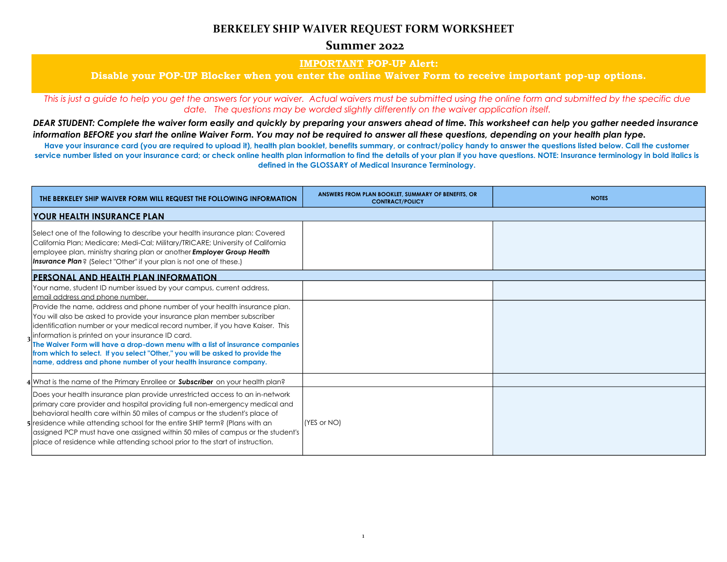# BERKELEY SHIP WAIVER REQUEST FORM WORKSHEET

## Summer 2022

**IMPORTANT POP-UP Alert:**

**Disable your POP-UP Blocker when you enter the online Waiver Form to receive important pop-up options.**

*This is just a guide to help you get the answers for your waiver. Actual waivers must be submitted using the online form and submitted by the specific due date. The questions may be worded slightly differently on the waiver application itself.*

***DEAR STUDENT: Complete the waiver form easily and quickly by preparing your answers ahead of time. This worksheet can help you gather needed insurance information BEFORE you start the online Waiver Form. You may not be required to answer all these questions, depending on your health plan type.***

**Have your insurance card (you are required to upload it), health plan booklet, benefits summary, or contract/policy handy to answer the questions listed below. Call the customer service number listed on your insurance card; or check online health plan information to find the details of your plan if you have questions. NOTE: Insurance terminology in bold italics is defined in the GLOSSARY of Medical Insurance Terminology.**

| | THE BERKELEY SHIP WAIVER FORM WILL REQUEST THE FOLLOWING INFORMATION | ANSWERS FROM PLAN BOOKLET, SUMMARY OF BENEFITS, OR CONTRACT/POLICY | NOTES |
|---|---|---|---|
| | **YOUR HEALTH INSURANCE PLAN** | | |
| | Select one of the following to describe your health insurance plan: Covered California Plan; Medicare; Medi-Cal; Military/TRICARE; University of California employee plan, ministry sharing plan or another ***Employer Group Health Insurance Plan***? (Select "Other" if your plan is not one of these.) | | |
| | **PERSONAL AND HEALTH PLAN INFORMATION** | | |
| | Your name, student ID number issued by your campus, current address, email address and phone number. | | |
| 3 | Provide the name, address and phone number of your health insurance plan. You will also be asked to provide your insurance plan member subscriber identification number or your medical record number, if you have Kaiser. This information is printed on your insurance ID card. **The Waiver Form will have a drop-down menu with a list of insurance companies from which to select. If you select "Other," you will be asked to provide the name, address and phone number of your health insurance company.** | | |
| 4 | What is the name of the Primary Enrollee or ***Subscriber*** on your health plan? | | |
| 5 | Does your health insurance plan provide unrestricted access to an in-network primary care provider and hospital providing full non-emergency medical and behavioral health care within 50 miles of campus or the student's place of residence while attending school for the entire SHIP term? (Plans with an assigned PCP must have one assigned within 50 miles of campus or the student's place of residence while attending school prior to the start of instruction. | (YES or NO) | |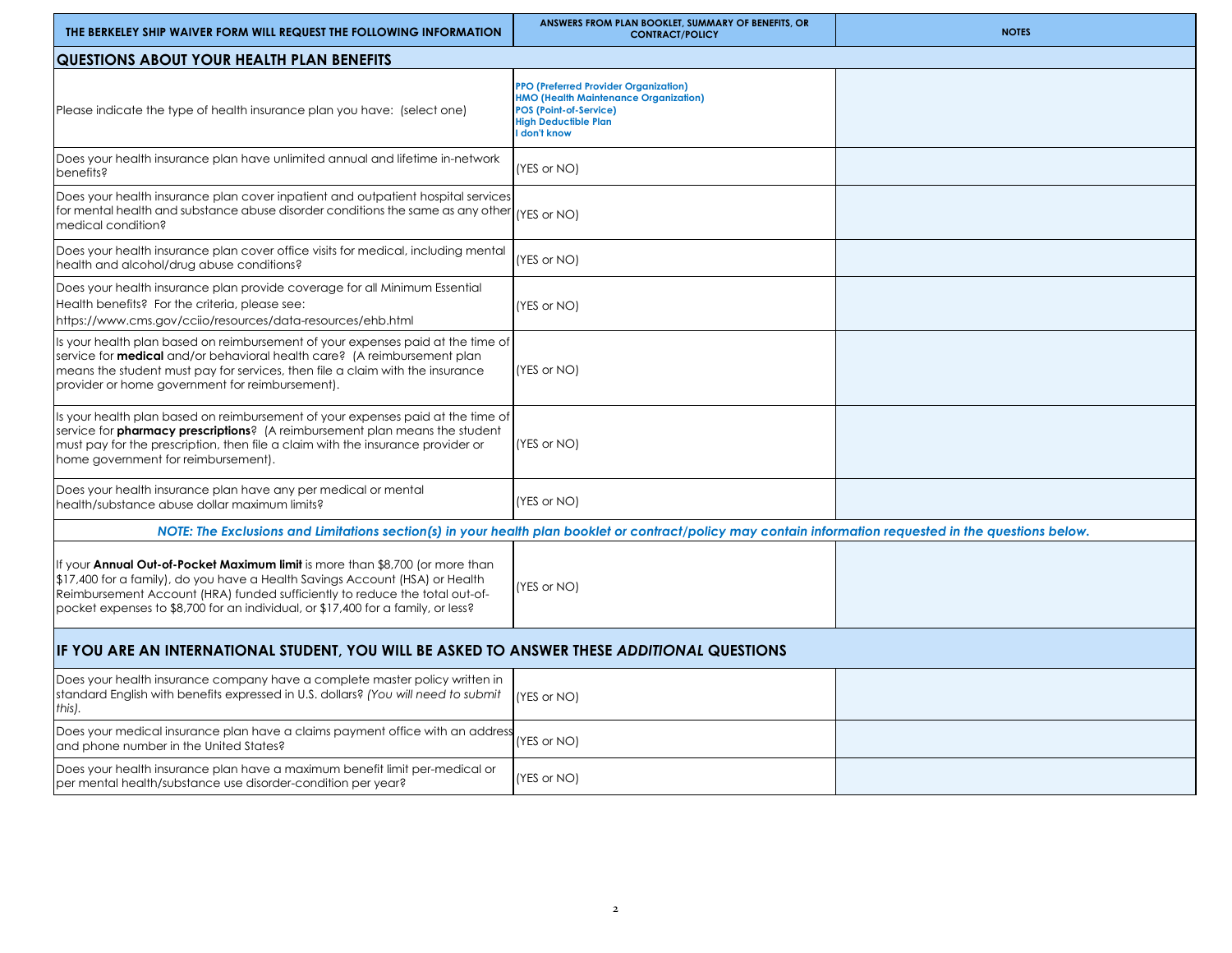| THE BERKELEY SHIP WAIVER FORM WILL REQUEST THE FOLLOWING INFORMATION | ANSWERS FROM PLAN BOOKLET, SUMMARY OF BENEFITS, OR CONTRACT/POLICY | NOTES |
|---|---|---|
| **QUESTIONS ABOUT YOUR HEALTH PLAN BENEFITS** | | |
| Please indicate the type of health insurance plan you have: (select one) | **PPO (Preferred Provider Organization)**<br>**HMO (Health Maintenance Organization)**<br>**POS (Point-of-Service)**<br>**High Deductible Plan**<br>**I don't know** | |
| Does your health insurance plan have unlimited annual and lifetime in-network benefits? | (YES or NO) | |
| Does your health insurance plan cover inpatient and outpatient hospital services for mental health and substance abuse disorder conditions the same as any other medical condition? | (YES or NO) | |
| Does your health insurance plan cover office visits for medical, including mental health and alcohol/drug abuse conditions? | (YES or NO) | |
| Does your health insurance plan provide coverage for all Minimum Essential Health benefits? For the criteria, please see: https://www.cms.gov/cciio/resources/data-resources/ehb.html | (YES or NO) | |
| Is your health plan based on reimbursement of your expenses paid at the time of service for **medical** and/or behavioral health care? (A reimbursement plan means the student must pay for services, then file a claim with the insurance provider or home government for reimbursement). | (YES or NO) | |
| Is your health plan based on reimbursement of your expenses paid at the time of service for **pharmacy prescriptions**? (A reimbursement plan means the student must pay for the prescription, then file a claim with the insurance provider or home government for reimbursement). | (YES or NO) | |
| Does your health insurance plan have any per medical or mental health/substance abuse dollar maximum limits? | (YES or NO) | |
| ***NOTE: The Exclusions and Limitations section(s) in your health plan booklet or contract/policy may contain information requested in the questions below.*** | | |
| If your **Annual Out-of-Pocket Maximum limit** is more than $8,700 (or more than $17,400 for a family), do you have a Health Savings Account (HSA) or Health Reimbursement Account (HRA) funded sufficiently to reduce the total out-of-pocket expenses to $8,700 for an individual, or $17,400 for a family, or less? | (YES or NO) | |
| **IF YOU ARE AN INTERNATIONAL STUDENT, YOU WILL BE ASKED TO ANSWER THESE *ADDITIONAL* QUESTIONS** | | |
| Does your health insurance company have a complete master policy written in standard English with benefits expressed in U.S. dollars? *(You will need to submit this).* | (YES or NO) | |
| Does your medical insurance plan have a claims payment office with an address and phone number in the United States? | (YES or NO) | |
| Does your health insurance plan have a maximum benefit limit per-medical or per mental health/substance use disorder-condition per year? | (YES or NO) | |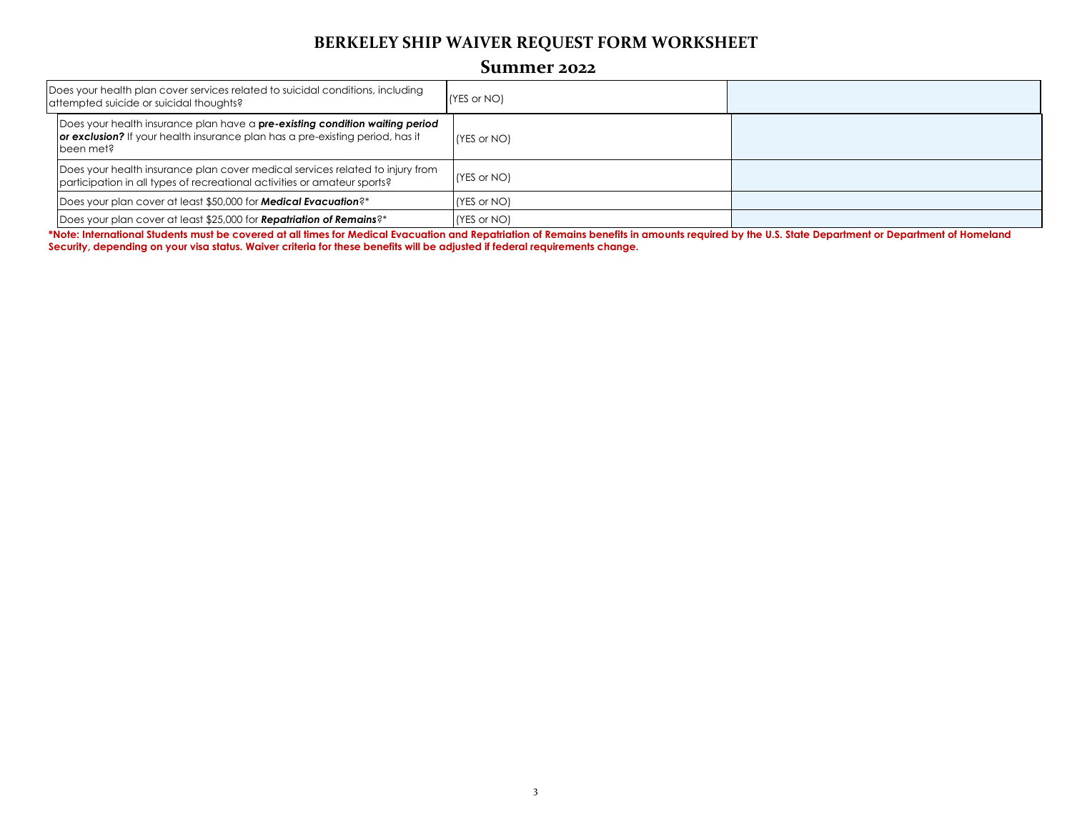# BERKELEY SHIP WAIVER REQUEST FORM WORKSHEET

## Summer 2022

| | | |
|---|---|---|
| Does your health plan cover services related to suicidal conditions, including attempted suicide or suicidal thoughts? | (YES or NO) | |
| Does your health insurance plan have a ***pre-existing condition waiting period or exclusion?*** If your health insurance plan has a pre-existing period, has it been met? | (YES or NO) | |
| Does your health insurance plan cover medical services related to injury from participation in all types of recreational activities or amateur sports? | (YES or NO) | |
| Does your plan cover at least $50,000 for ***Medical Evacuation***?* | (YES or NO) | |
| Does your plan cover at least $25,000 for ***Repatriation of Remains***?* | (YES or NO) | |

**\*Note: International Students must be covered at all times for Medical Evacuation and Repatriation of Remains benefits in amounts required by the U.S. State Department or Department of Homeland Security, depending on your visa status. Waiver criteria for these benefits will be adjusted if federal requirements change.**